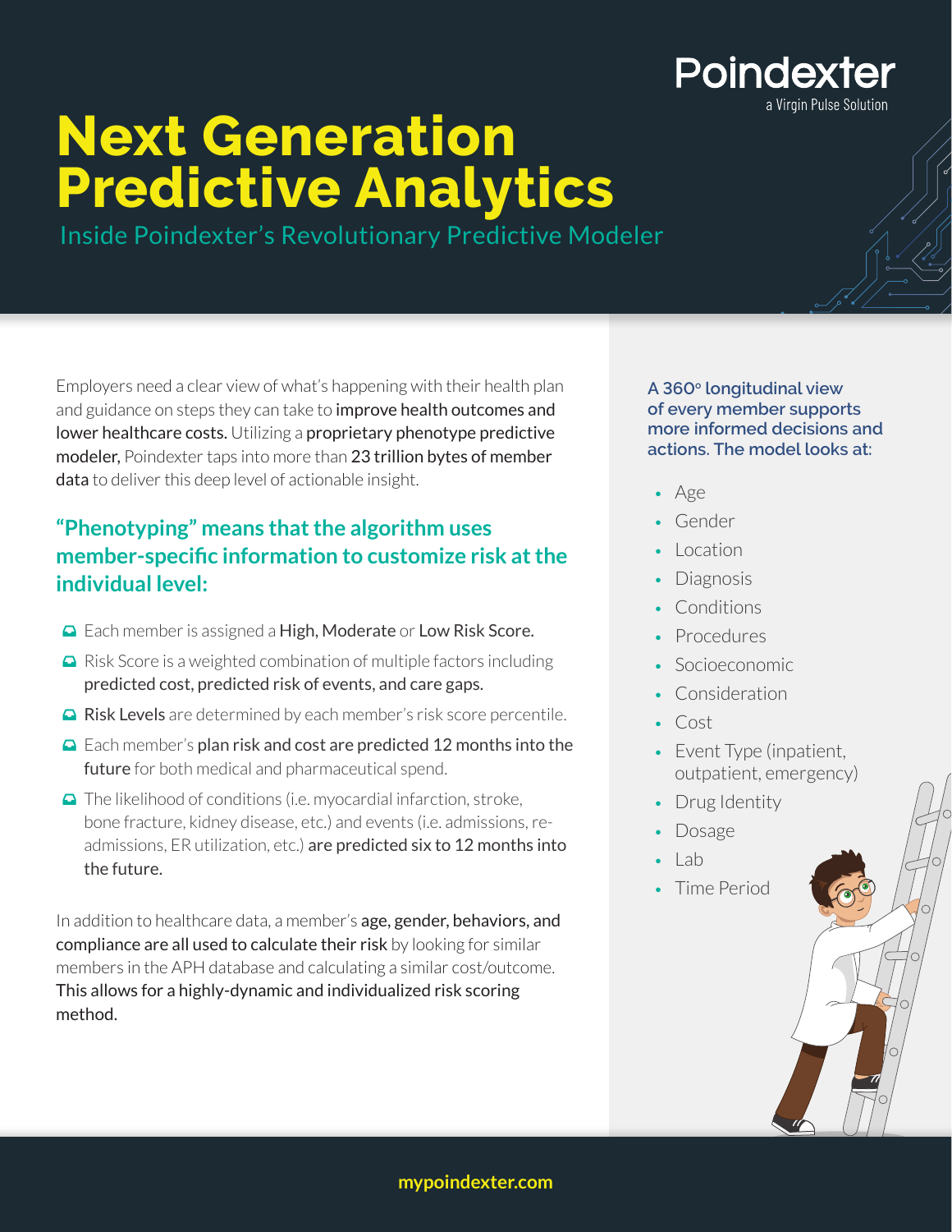Poindexter
a Virgin Pulse Solution

# Next Generation Predictive Analytics

## Inside Poindexter's Revolutionary Predictive Modeler

Employers need a clear view of what's happening with their health plan and guidance on steps they can take to **improve health outcomes and lower healthcare costs.** Utilizing a **proprietary phenotype predictive modeler,** Poindexter taps into more than **23 trillion bytes of member data** to deliver this deep level of actionable insight.

### "Phenotyping" means that the algorithm uses member-specific information to customize risk at the individual level:

- Each member is assigned a **High, Moderate** or **Low Risk Score.**
- Risk Score is a weighted combination of multiple factors including **predicted cost, predicted risk of events, and care gaps.**
- **Risk Levels** are determined by each member's risk score percentile.
- Each member's **plan risk and cost are predicted 12 months into the future** for both medical and pharmaceutical spend.
- The likelihood of conditions (i.e. myocardial infarction, stroke, bone fracture, kidney disease, etc.) and events (i.e. admissions, re-admissions, ER utilization, etc.) **are predicted six to 12 months into the future.**

In addition to healthcare data, a member's **age, gender, behaviors, and compliance are all used to calculate their risk** by looking for similar members in the APH database and calculating a similar cost/outcome. **This allows for a highly-dynamic and individualized risk scoring method.**

**A 360° longitudinal view of every member supports more informed decisions and actions. The model looks at:**

- Age
- Gender
- Location
- Diagnosis
- Conditions
- Procedures
- Socioeconomic
- Consideration
- Cost
- Event Type (inpatient, outpatient, emergency)
- Drug Identity
- Dosage
- Lab
- Time Period

mypoindexter.com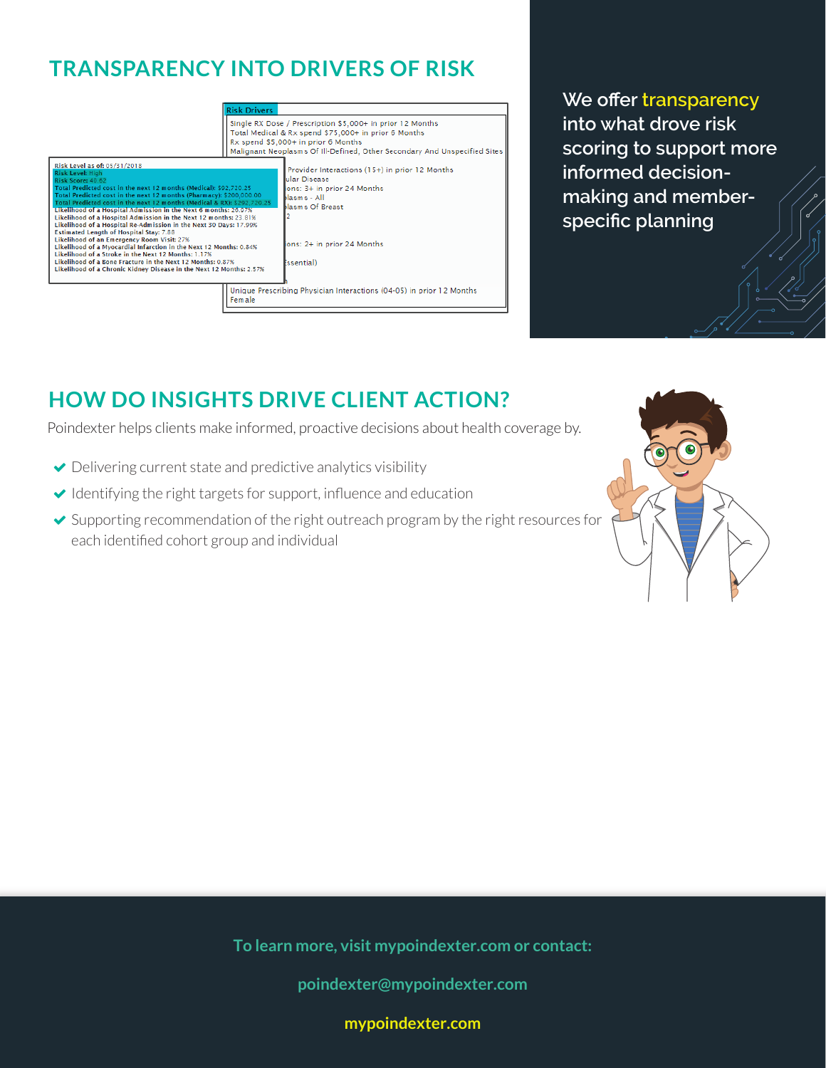## TRANSPARENCY INTO DRIVERS OF RISK

Risk Drivers

Single RX Dose / Prescription $5,000+ in prior 12 Months
Total Medical & Rx spend $75,000+ in prior 6 Months
Rx spend $5,000+ in prior 6 Months
Malignant Neoplasms Of Ill-Defined, Other Secondary And Unspecified Sites
Provider Interactions (15+) in prior 12 Months
ular Disease
ons: 3+ in prior 24 Months
lasms - All
lasms Of Breast
2
ons: 2+ in prior 24 Months
ssential)
Unique Prescribing Physician Interactions (04-05) in prior 12 Months
Female

Risk Level as of: 05/31/2018
Risk Level: High
Risk Score: 40.52
Total Predicted cost in the next 12 months (Medical): $92,720.25
Total Predicted cost in the next 12 months (Pharmacy): $200,000.00
Total Predicted cost in the next 12 months (Medical & RX): $292,720.25
Likelihood of a Hospital Admission in the Next 6 months: 26.07%
Likelihood of a Hospital Admission in the Next 12 months: 23.81%
Likelihood of a Hospital Re-Admission in the Next 30 Days: 17.99%
Estimated Length of Hospital Stay: 7.88
Likelihood of an Emergency Room Visit: 27%
Likelihood of a Myocardial Infarction in the Next 12 Months: 0.84%
Likelihood of a Stroke in the Next 12 Months: 1.17%
Likelihood of a Bone Fracture in the Next 12 Months: 0.87%
Likelihood of a Chronic Kidney Disease in the Next 12 Months: 2.57%

We offer transparency into what drove risk scoring to support more informed decision-making and member-specific planning

## HOW DO INSIGHTS DRIVE CLIENT ACTION?

Poindexter helps clients make informed, proactive decisions about health coverage by.

- Delivering current state and predictive analytics visibility
- Identifying the right targets for support, influence and education
- Supporting recommendation of the right outreach program by the right resources for each identified cohort group and individual

**To learn more, visit mypoindexter.com or contact:**

**poindexter@mypoindexter.com**

**mypoindexter.com**